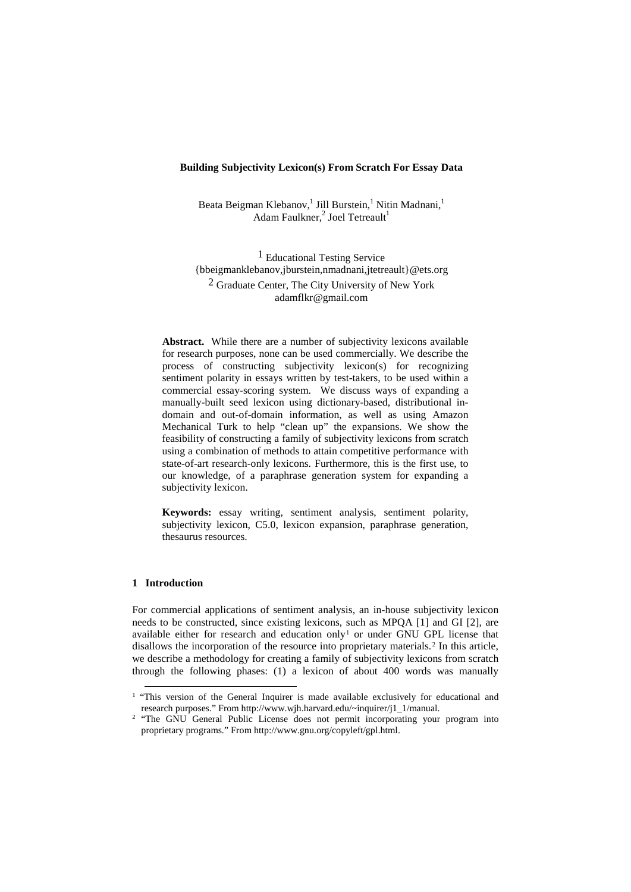# Building Subjectivity Lexicon(s) From Scratch For Essay Data

Beata Beigman Klebanov,[1] Jill Burstein,[1] Nitin Madnani,[1] Adam Faulkner,[2] Joel Tetreault[1]

[1] Educational Testing Service
{bbeigmanklebanov,jburstein,nmadnani,jtetreault}@ets.org
[2] Graduate Center, The City University of New York
adamflkr@gmail.com

**Abstract.** While there are a number of subjectivity lexicons available for research purposes, none can be used commercially. We describe the process of constructing subjectivity lexicon(s) for recognizing sentiment polarity in essays written by test-takers, to be used within a commercial essay-scoring system. We discuss ways of expanding a manually-built seed lexicon using dictionary-based, distributional in-domain and out-of-domain information, as well as using Amazon Mechanical Turk to help "clean up" the expansions. We show the feasibility of constructing a family of subjectivity lexicons from scratch using a combination of methods to attain competitive performance with state-of-art research-only lexicons. Furthermore, this is the first use, to our knowledge, of a paraphrase generation system for expanding a subjectivity lexicon.

**Keywords:** essay writing, sentiment analysis, sentiment polarity, subjectivity lexicon, C5.0, lexicon expansion, paraphrase generation, thesaurus resources.

## 1 Introduction

For commercial applications of sentiment analysis, an in-house subjectivity lexicon needs to be constructed, since existing lexicons, such as MPQA [1] and GI [2], are available either for research and education only[1] or under GNU GPL license that disallows the incorporation of the resource into proprietary materials.[2] In this article, we describe a methodology for creating a family of subjectivity lexicons from scratch through the following phases: (1) a lexicon of about 400 words was manually

[1] "This version of the General Inquirer is made available exclusively for educational and research purposes." From http://www.wjh.harvard.edu/~inquirer/j1_1/manual.

[2] "The GNU General Public License does not permit incorporating your program into proprietary programs." From http://www.gnu.org/copyleft/gpl.html.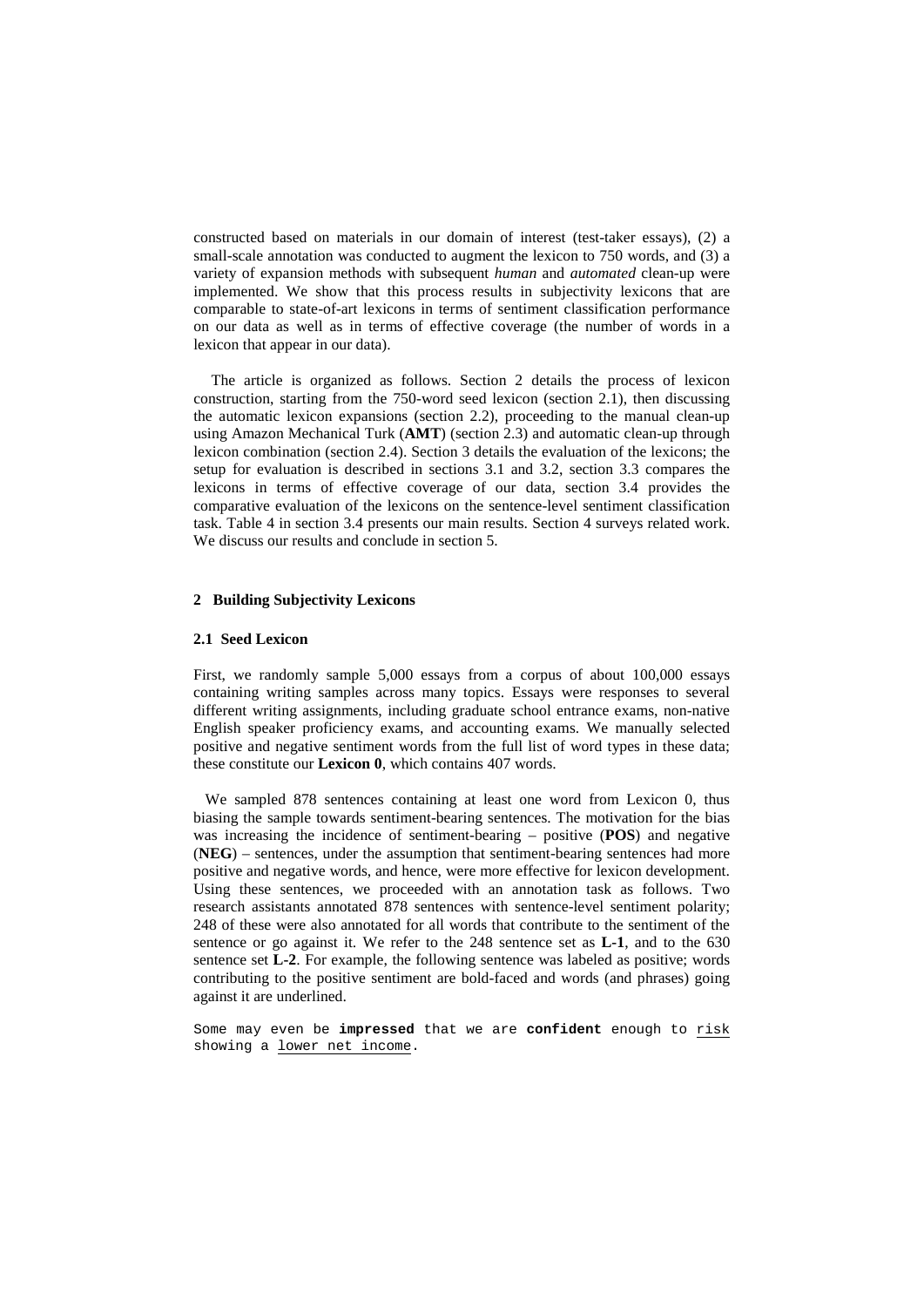constructed based on materials in our domain of interest (test-taker essays), (2) a small-scale annotation was conducted to augment the lexicon to 750 words, and (3) a variety of expansion methods with subsequent *human* and *automated* clean-up were implemented. We show that this process results in subjectivity lexicons that are comparable to state-of-art lexicons in terms of sentiment classification performance on our data as well as in terms of effective coverage (the number of words in a lexicon that appear in our data).

The article is organized as follows. Section 2 details the process of lexicon construction, starting from the 750-word seed lexicon (section 2.1), then discussing the automatic lexicon expansions (section 2.2), proceeding to the manual clean-up using Amazon Mechanical Turk (**AMT**) (section 2.3) and automatic clean-up through lexicon combination (section 2.4). Section 3 details the evaluation of the lexicons; the setup for evaluation is described in sections 3.1 and 3.2, section 3.3 compares the lexicons in terms of effective coverage of our data, section 3.4 provides the comparative evaluation of the lexicons on the sentence-level sentiment classification task. Table 4 in section 3.4 presents our main results. Section 4 surveys related work. We discuss our results and conclude in section 5.

## 2 Building Subjectivity Lexicons

### 2.1 Seed Lexicon

First, we randomly sample 5,000 essays from a corpus of about 100,000 essays containing writing samples across many topics. Essays were responses to several different writing assignments, including graduate school entrance exams, non-native English speaker proficiency exams, and accounting exams. We manually selected positive and negative sentiment words from the full list of word types in these data; these constitute our **Lexicon 0**, which contains 407 words.

We sampled 878 sentences containing at least one word from Lexicon 0, thus biasing the sample towards sentiment-bearing sentences. The motivation for the bias was increasing the incidence of sentiment-bearing – positive (**POS**) and negative (**NEG**) – sentences, under the assumption that sentiment-bearing sentences had more positive and negative words, and hence, were more effective for lexicon development. Using these sentences, we proceeded with an annotation task as follows. Two research assistants annotated 878 sentences with sentence-level sentiment polarity; 248 of these were also annotated for all words that contribute to the sentiment of the sentence or go against it. We refer to the 248 sentence set as **L-1**, and to the 630 sentence set **L-2**. For example, the following sentence was labeled as positive; words contributing to the positive sentiment are bold-faced and words (and phrases) going against it are underlined.

Some may even be **impressed** that we are **confident** enough to <u>risk</u> showing a <u>lower net income</u>.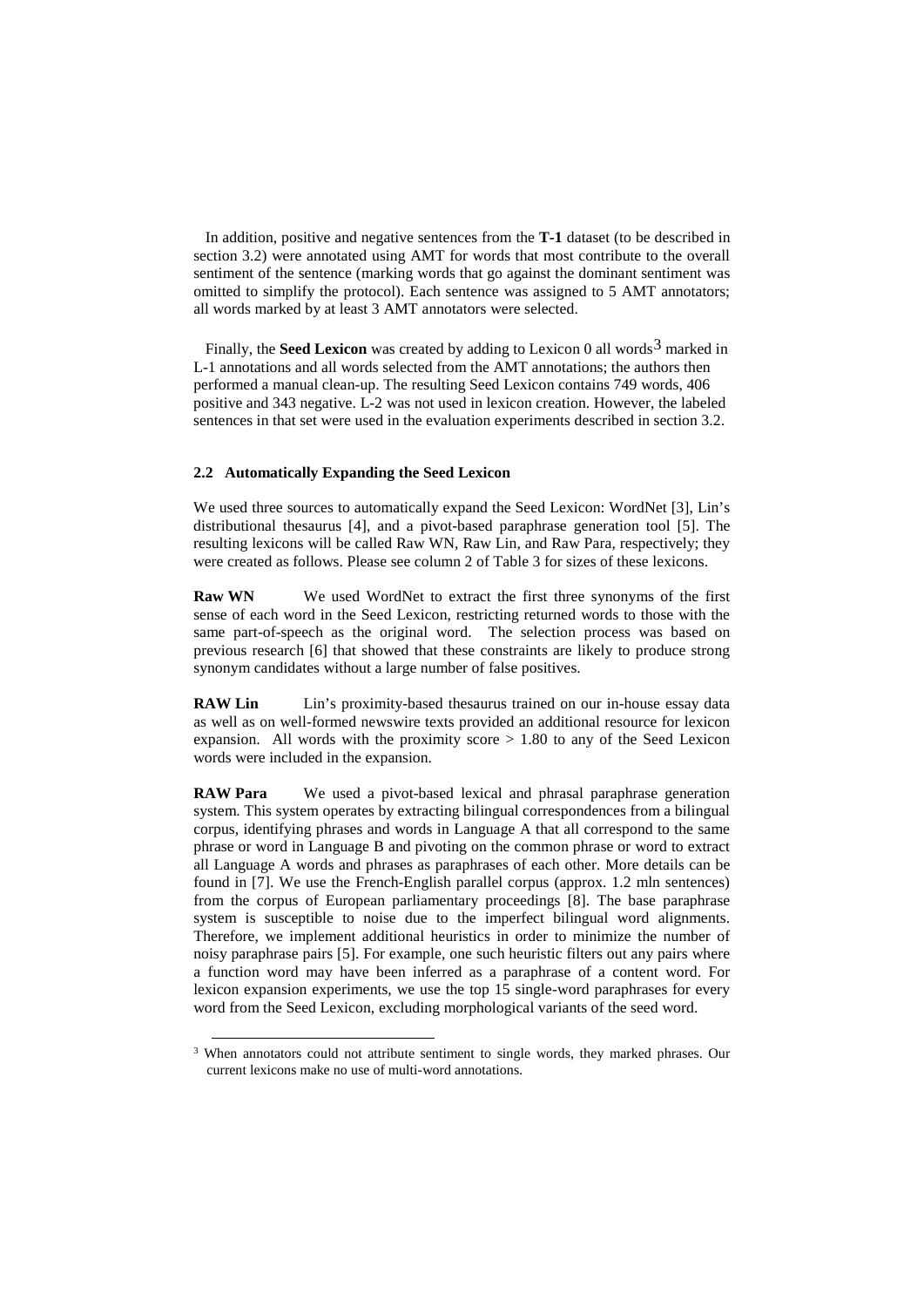In addition, positive and negative sentences from the **T-1** dataset (to be described in section 3.2) were annotated using AMT for words that most contribute to the overall sentiment of the sentence (marking words that go against the dominant sentiment was omitted to simplify the protocol). Each sentence was assigned to 5 AMT annotators; all words marked by at least 3 AMT annotators were selected.

Finally, the **Seed Lexicon** was created by adding to Lexicon 0 all words[3] marked in L-1 annotations and all words selected from the AMT annotations; the authors then performed a manual clean-up. The resulting Seed Lexicon contains 749 words, 406 positive and 343 negative. L-2 was not used in lexicon creation. However, the labeled sentences in that set were used in the evaluation experiments described in section 3.2.

### 2.2 Automatically Expanding the Seed Lexicon

We used three sources to automatically expand the Seed Lexicon: WordNet [3], Lin's distributional thesaurus [4], and a pivot-based paraphrase generation tool [5]. The resulting lexicons will be called Raw WN, Raw Lin, and Raw Para, respectively; they were created as follows. Please see column 2 of Table 3 for sizes of these lexicons.

**Raw WN** We used WordNet to extract the first three synonyms of the first sense of each word in the Seed Lexicon, restricting returned words to those with the same part-of-speech as the original word. The selection process was based on previous research [6] that showed that these constraints are likely to produce strong synonym candidates without a large number of false positives.

**RAW Lin** Lin's proximity-based thesaurus trained on our in-house essay data as well as on well-formed newswire texts provided an additional resource for lexicon expansion. All words with the proximity score > 1.80 to any of the Seed Lexicon words were included in the expansion.

**RAW Para** We used a pivot-based lexical and phrasal paraphrase generation system. This system operates by extracting bilingual correspondences from a bilingual corpus, identifying phrases and words in Language A that all correspond to the same phrase or word in Language B and pivoting on the common phrase or word to extract all Language A words and phrases as paraphrases of each other. More details can be found in [7]. We use the French-English parallel corpus (approx. 1.2 mln sentences) from the corpus of European parliamentary proceedings [8]. The base paraphrase system is susceptible to noise due to the imperfect bilingual word alignments. Therefore, we implement additional heuristics in order to minimize the number of noisy paraphrase pairs [5]. For example, one such heuristic filters out any pairs where a function word may have been inferred as a paraphrase of a content word. For lexicon expansion experiments, we use the top 15 single-word paraphrases for every word from the Seed Lexicon, excluding morphological variants of the seed word.

[3] When annotators could not attribute sentiment to single words, they marked phrases. Our current lexicons make no use of multi-word annotations.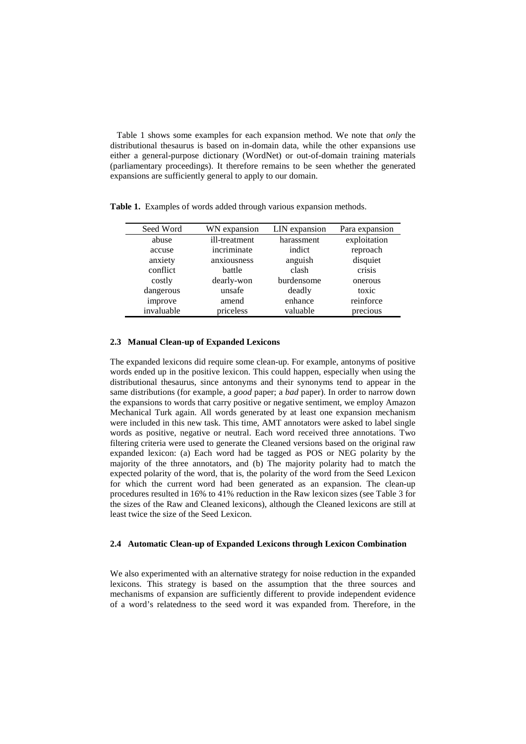Table 1 shows some examples for each expansion method. We note that *only* the distributional thesaurus is based on in-domain data, while the other expansions use either a general-purpose dictionary (WordNet) or out-of-domain training materials (parliamentary proceedings). It therefore remains to be seen whether the generated expansions are sufficiently general to apply to our domain.

**Table 1.** Examples of words added through various expansion methods.

| Seed Word | WN expansion | LIN expansion | Para expansion |
|---|---|---|---|
| abuse | ill-treatment | harassment | exploitation |
| accuse | incriminate | indict | reproach |
| anxiety | anxiousness | anguish | disquiet |
| conflict | battle | clash | crisis |
| costly | dearly-won | burdensome | onerous |
| dangerous | unsafe | deadly | toxic |
| improve | amend | enhance | reinforce |
| invaluable | priceless | valuable | precious |

### 2.3 Manual Clean-up of Expanded Lexicons

The expanded lexicons did require some clean-up. For example, antonyms of positive words ended up in the positive lexicon. This could happen, especially when using the distributional thesaurus, since antonyms and their synonyms tend to appear in the same distributions (for example, a *good* paper; a *bad* paper). In order to narrow down the expansions to words that carry positive or negative sentiment, we employ Amazon Mechanical Turk again. All words generated by at least one expansion mechanism were included in this new task. This time, AMT annotators were asked to label single words as positive, negative or neutral. Each word received three annotations. Two filtering criteria were used to generate the Cleaned versions based on the original raw expanded lexicon: (a) Each word had be tagged as POS or NEG polarity by the majority of the three annotators, and (b) The majority polarity had to match the expected polarity of the word, that is, the polarity of the word from the Seed Lexicon for which the current word had been generated as an expansion. The clean-up procedures resulted in 16% to 41% reduction in the Raw lexicon sizes (see Table 3 for the sizes of the Raw and Cleaned lexicons), although the Cleaned lexicons are still at least twice the size of the Seed Lexicon.

### 2.4 Automatic Clean-up of Expanded Lexicons through Lexicon Combination

We also experimented with an alternative strategy for noise reduction in the expanded lexicons. This strategy is based on the assumption that the three sources and mechanisms of expansion are sufficiently different to provide independent evidence of a word's relatedness to the seed word it was expanded from. Therefore, in the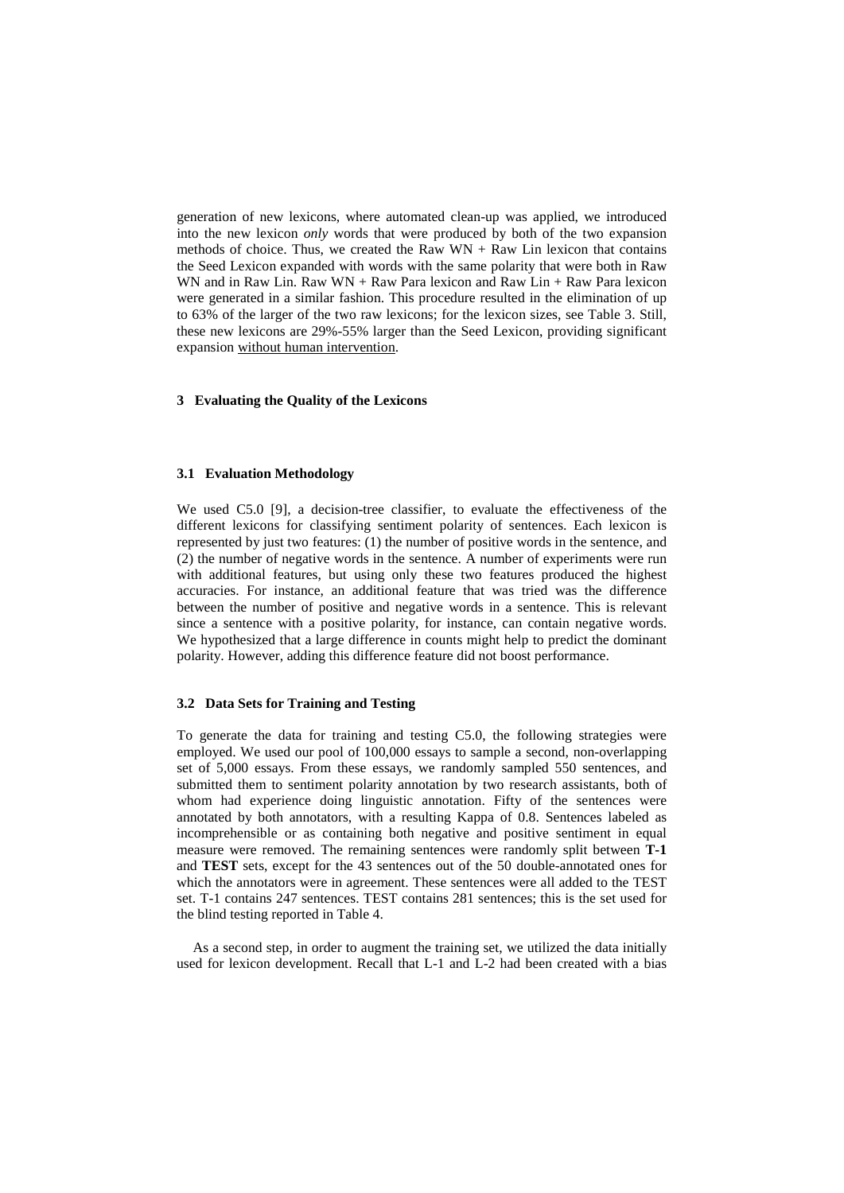generation of new lexicons, where automated clean-up was applied, we introduced into the new lexicon *only* words that were produced by both of the two expansion methods of choice. Thus, we created the Raw WN + Raw Lin lexicon that contains the Seed Lexicon expanded with words with the same polarity that were both in Raw WN and in Raw Lin. Raw WN + Raw Para lexicon and Raw Lin + Raw Para lexicon were generated in a similar fashion. This procedure resulted in the elimination of up to 63% of the larger of the two raw lexicons; for the lexicon sizes, see Table 3. Still, these new lexicons are 29%-55% larger than the Seed Lexicon, providing significant expansion <u>without human intervention</u>.

## 3 Evaluating the Quality of the Lexicons

### 3.1 Evaluation Methodology

We used C5.0 [9], a decision-tree classifier, to evaluate the effectiveness of the different lexicons for classifying sentiment polarity of sentences. Each lexicon is represented by just two features: (1) the number of positive words in the sentence, and (2) the number of negative words in the sentence. A number of experiments were run with additional features, but using only these two features produced the highest accuracies. For instance, an additional feature that was tried was the difference between the number of positive and negative words in a sentence. This is relevant since a sentence with a positive polarity, for instance, can contain negative words. We hypothesized that a large difference in counts might help to predict the dominant polarity. However, adding this difference feature did not boost performance.

### 3.2 Data Sets for Training and Testing

To generate the data for training and testing C5.0, the following strategies were employed. We used our pool of 100,000 essays to sample a second, non-overlapping set of 5,000 essays. From these essays, we randomly sampled 550 sentences, and submitted them to sentiment polarity annotation by two research assistants, both of whom had experience doing linguistic annotation. Fifty of the sentences were annotated by both annotators, with a resulting Kappa of 0.8. Sentences labeled as incomprehensible or as containing both negative and positive sentiment in equal measure were removed. The remaining sentences were randomly split between **T-1** and **TEST** sets, except for the 43 sentences out of the 50 double-annotated ones for which the annotators were in agreement. These sentences were all added to the TEST set. T-1 contains 247 sentences. TEST contains 281 sentences; this is the set used for the blind testing reported in Table 4.

As a second step, in order to augment the training set, we utilized the data initially used for lexicon development. Recall that L-1 and L-2 had been created with a bias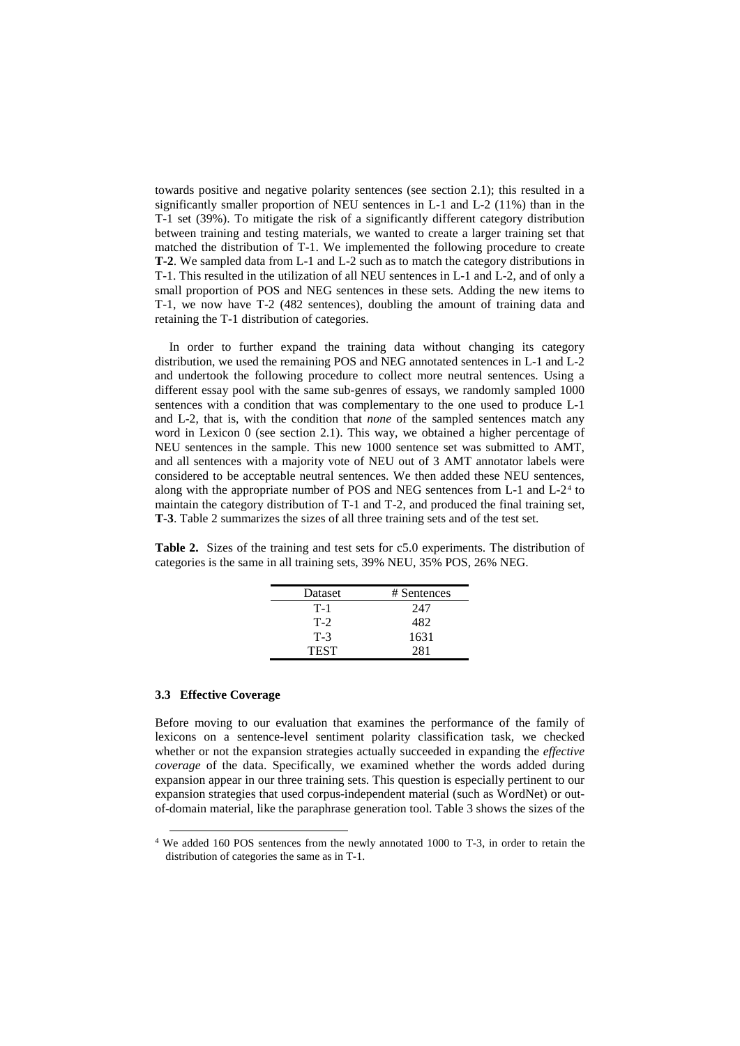towards positive and negative polarity sentences (see section 2.1); this resulted in a significantly smaller proportion of NEU sentences in L-1 and L-2 (11%) than in the T-1 set (39%). To mitigate the risk of a significantly different category distribution between training and testing materials, we wanted to create a larger training set that matched the distribution of T-1. We implemented the following procedure to create **T-2**. We sampled data from L-1 and L-2 such as to match the category distributions in T-1. This resulted in the utilization of all NEU sentences in L-1 and L-2, and of only a small proportion of POS and NEG sentences in these sets. Adding the new items to T-1, we now have T-2 (482 sentences), doubling the amount of training data and retaining the T-1 distribution of categories.

In order to further expand the training data without changing its category distribution, we used the remaining POS and NEG annotated sentences in L-1 and L-2 and undertook the following procedure to collect more neutral sentences. Using a different essay pool with the same sub-genres of essays, we randomly sampled 1000 sentences with a condition that was complementary to the one used to produce L-1 and L-2, that is, with the condition that *none* of the sampled sentences match any word in Lexicon 0 (see section 2.1). This way, we obtained a higher percentage of NEU sentences in the sample. This new 1000 sentence set was submitted to AMT, and all sentences with a majority vote of NEU out of 3 AMT annotator labels were considered to be acceptable neutral sentences. We then added these NEU sentences, along with the appropriate number of POS and NEG sentences from L-1 and L-2[4] to maintain the category distribution of T-1 and T-2, and produced the final training set, **T-3**. Table 2 summarizes the sizes of all three training sets and of the test set.

**Table 2.** Sizes of the training and test sets for c5.0 experiments. The distribution of categories is the same in all training sets, 39% NEU, 35% POS, 26% NEG.

| Dataset | # Sentences |
|---|---|
| T-1 | 247 |
| T-2 | 482 |
| T-3 | 1631 |
| TEST | 281 |

### 3.3 Effective Coverage

Before moving to our evaluation that examines the performance of the family of lexicons on a sentence-level sentiment polarity classification task, we checked whether or not the expansion strategies actually succeeded in expanding the *effective coverage* of the data. Specifically, we examined whether the words added during expansion appear in our three training sets. This question is especially pertinent to our expansion strategies that used corpus-independent material (such as WordNet) or out-of-domain material, like the paraphrase generation tool. Table 3 shows the sizes of the

[4] We added 160 POS sentences from the newly annotated 1000 to T-3, in order to retain the distribution of categories the same as in T-1.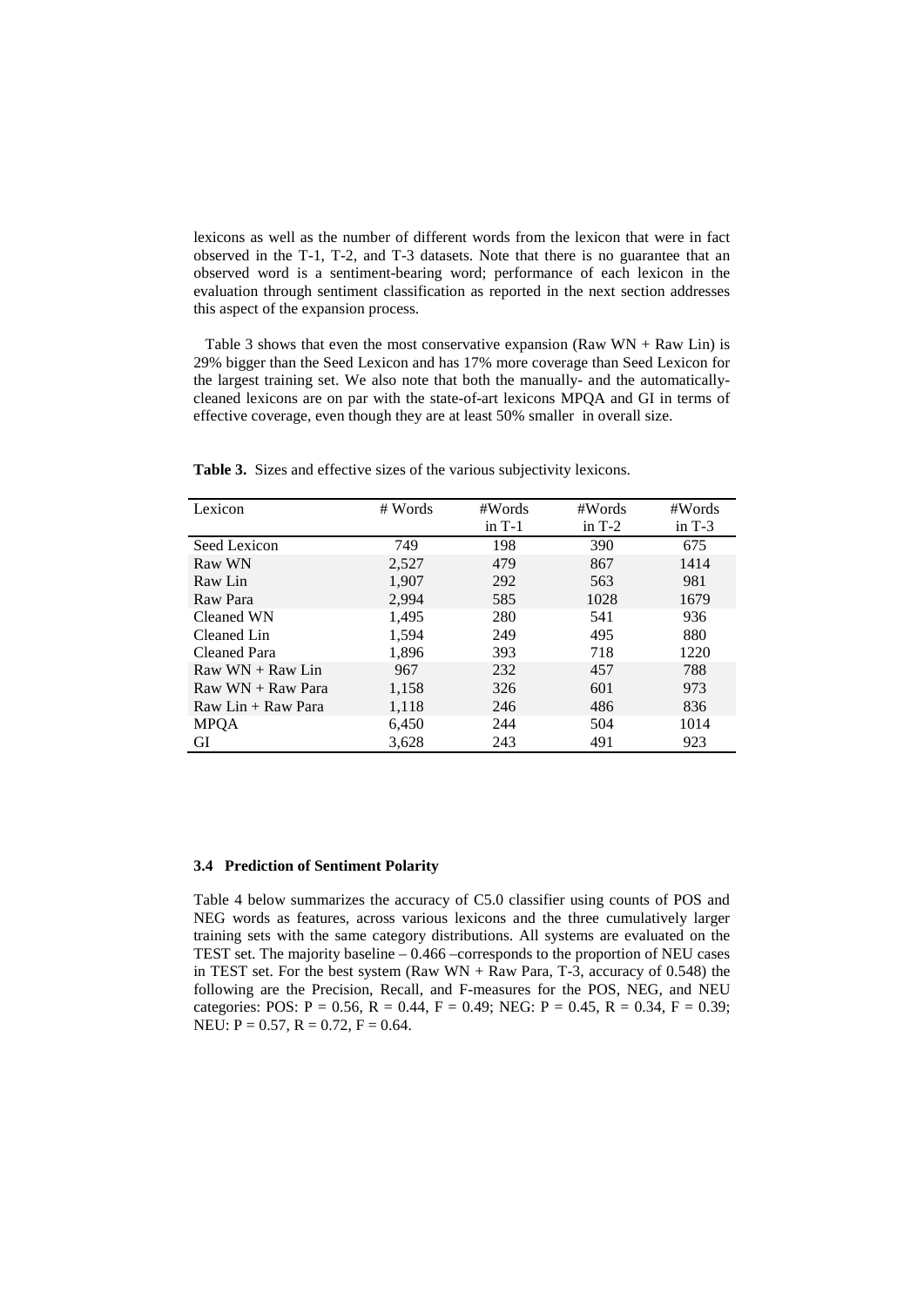lexicons as well as the number of different words from the lexicon that were in fact observed in the T-1, T-2, and T-3 datasets. Note that there is no guarantee that an observed word is a sentiment-bearing word; performance of each lexicon in the evaluation through sentiment classification as reported in the next section addresses this aspect of the expansion process.

Table 3 shows that even the most conservative expansion (Raw WN + Raw Lin) is 29% bigger than the Seed Lexicon and has 17% more coverage than Seed Lexicon for the largest training set. We also note that both the manually- and the automatically-cleaned lexicons are on par with the state-of-art lexicons MPQA and GI in terms of effective coverage, even though they are at least 50% smaller in overall size.

**Table 3.** Sizes and effective sizes of the various subjectivity lexicons.

| Lexicon | # Words | #Words in T-1 | #Words in T-2 | #Words in T-3 |
|---|---|---|---|---|
| Seed Lexicon | 749 | 198 | 390 | 675 |
| Raw WN | 2,527 | 479 | 867 | 1414 |
| Raw Lin | 1,907 | 292 | 563 | 981 |
| Raw Para | 2,994 | 585 | 1028 | 1679 |
| Cleaned WN | 1,495 | 280 | 541 | 936 |
| Cleaned Lin | 1,594 | 249 | 495 | 880 |
| Cleaned Para | 1,896 | 393 | 718 | 1220 |
| Raw WN + Raw Lin | 967 | 232 | 457 | 788 |
| Raw WN + Raw Para | 1,158 | 326 | 601 | 973 |
| Raw Lin + Raw Para | 1,118 | 246 | 486 | 836 |
| MPQA | 6,450 | 244 | 504 | 1014 |
| GI | 3,628 | 243 | 491 | 923 |

### 3.4 Prediction of Sentiment Polarity

Table 4 below summarizes the accuracy of C5.0 classifier using counts of POS and NEG words as features, across various lexicons and the three cumulatively larger training sets with the same category distributions. All systems are evaluated on the TEST set. The majority baseline – 0.466 –corresponds to the proportion of NEU cases in TEST set. For the best system (Raw WN + Raw Para, T-3, accuracy of 0.548) the following are the Precision, Recall, and F-measures for the POS, NEG, and NEU categories: POS: P = 0.56, R = 0.44, F = 0.49; NEG: P = 0.45, R = 0.34, F = 0.39; NEU: P = 0.57, R = 0.72, F = 0.64.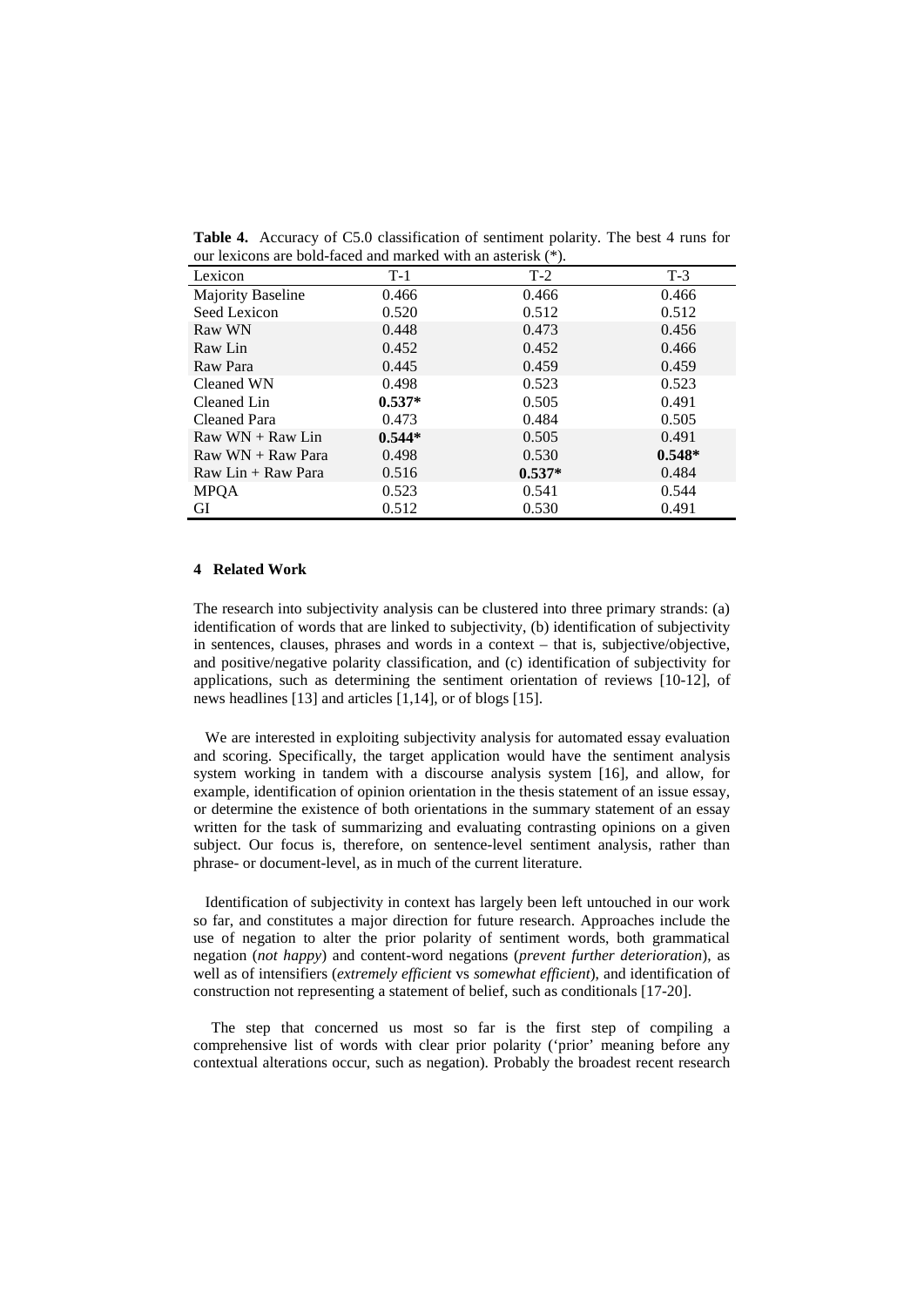**Table 4.** Accuracy of C5.0 classification of sentiment polarity. The best 4 runs for our lexicons are bold-faced and marked with an asterisk (*).

| Lexicon | T-1 | T-2 | T-3 |
|---|---|---|---|
| Majority Baseline | 0.466 | 0.466 | 0.466 |
| Seed Lexicon | 0.520 | 0.512 | 0.512 |
| Raw WN | 0.448 | 0.473 | 0.456 |
| Raw Lin | 0.452 | 0.452 | 0.466 |
| Raw Para | 0.445 | 0.459 | 0.459 |
| Cleaned WN | 0.498 | 0.523 | 0.523 |
| Cleaned Lin | **0.537*** | 0.505 | 0.491 |
| Cleaned Para | 0.473 | 0.484 | 0.505 |
| Raw WN + Raw Lin | **0.544*** | 0.505 | 0.491 |
| Raw WN + Raw Para | 0.498 | 0.530 | **0.548*** |
| Raw Lin + Raw Para | 0.516 | **0.537*** | 0.484 |
| MPQA | 0.523 | 0.541 | 0.544 |
| GI | 0.512 | 0.530 | 0.491 |

## 4 Related Work

The research into subjectivity analysis can be clustered into three primary strands: (a) identification of words that are linked to subjectivity, (b) identification of subjectivity in sentences, clauses, phrases and words in a context – that is, subjective/objective, and positive/negative polarity classification, and (c) identification of subjectivity for applications, such as determining the sentiment orientation of reviews [10-12], of news headlines [13] and articles [1,14], or of blogs [15].

We are interested in exploiting subjectivity analysis for automated essay evaluation and scoring. Specifically, the target application would have the sentiment analysis system working in tandem with a discourse analysis system [16], and allow, for example, identification of opinion orientation in the thesis statement of an issue essay, or determine the existence of both orientations in the summary statement of an essay written for the task of summarizing and evaluating contrasting opinions on a given subject. Our focus is, therefore, on sentence-level sentiment analysis, rather than phrase- or document-level, as in much of the current literature.

Identification of subjectivity in context has largely been left untouched in our work so far, and constitutes a major direction for future research. Approaches include the use of negation to alter the prior polarity of sentiment words, both grammatical negation (*not happy*) and content-word negations (*prevent further deterioration*), as well as of intensifiers (*extremely efficient* vs *somewhat efficient*), and identification of construction not representing a statement of belief, such as conditionals [17-20].

The step that concerned us most so far is the first step of compiling a comprehensive list of words with clear prior polarity ('prior' meaning before any contextual alterations occur, such as negation). Probably the broadest recent research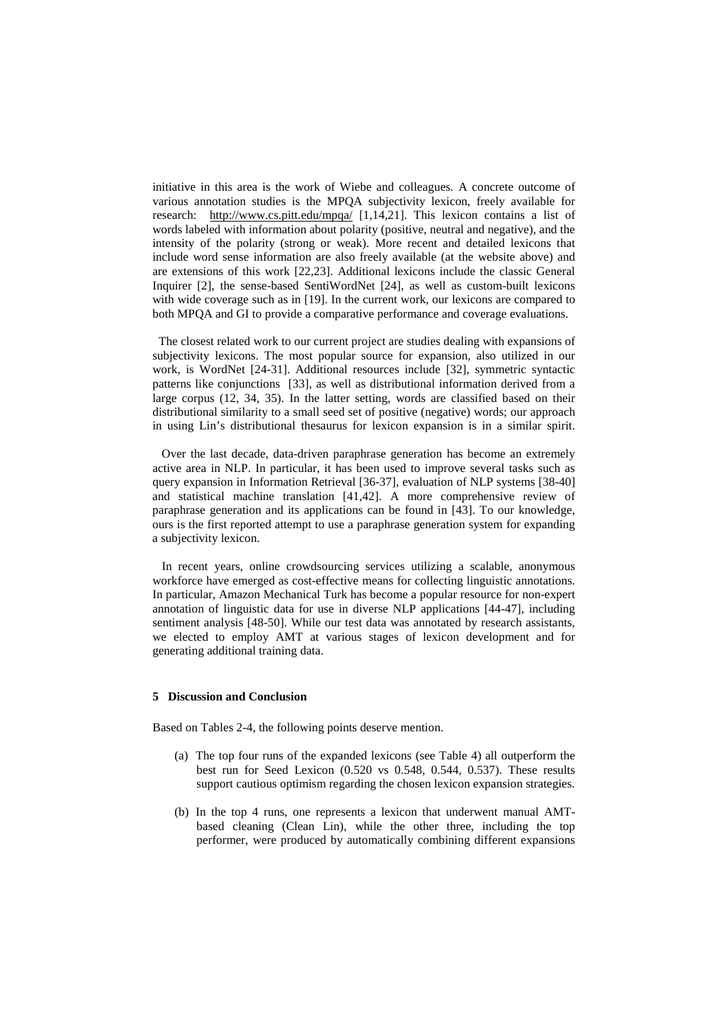initiative in this area is the work of Wiebe and colleagues. A concrete outcome of various annotation studies is the MPQA subjectivity lexicon, freely available for research: http://www.cs.pitt.edu/mpqa/ [1,14,21]. This lexicon contains a list of words labeled with information about polarity (positive, neutral and negative), and the intensity of the polarity (strong or weak). More recent and detailed lexicons that include word sense information are also freely available (at the website above) and are extensions of this work [22,23]. Additional lexicons include the classic General Inquirer [2], the sense-based SentiWordNet [24], as well as custom-built lexicons with wide coverage such as in [19]. In the current work, our lexicons are compared to both MPQA and GI to provide a comparative performance and coverage evaluations.

The closest related work to our current project are studies dealing with expansions of subjectivity lexicons. The most popular source for expansion, also utilized in our work, is WordNet [24-31]. Additional resources include [32], symmetric syntactic patterns like conjunctions [33], as well as distributional information derived from a large corpus (12, 34, 35). In the latter setting, words are classified based on their distributional similarity to a small seed set of positive (negative) words; our approach in using Lin's distributional thesaurus for lexicon expansion is in a similar spirit.

Over the last decade, data-driven paraphrase generation has become an extremely active area in NLP. In particular, it has been used to improve several tasks such as query expansion in Information Retrieval [36-37], evaluation of NLP systems [38-40] and statistical machine translation [41,42]. A more comprehensive review of paraphrase generation and its applications can be found in [43]. To our knowledge, ours is the first reported attempt to use a paraphrase generation system for expanding a subjectivity lexicon.

In recent years, online crowdsourcing services utilizing a scalable, anonymous workforce have emerged as cost-effective means for collecting linguistic annotations. In particular, Amazon Mechanical Turk has become a popular resource for non-expert annotation of linguistic data for use in diverse NLP applications [44-47], including sentiment analysis [48-50]. While our test data was annotated by research assistants, we elected to employ AMT at various stages of lexicon development and for generating additional training data.

## 5 Discussion and Conclusion

Based on Tables 2-4, the following points deserve mention.

(a) The top four runs of the expanded lexicons (see Table 4) all outperform the best run for Seed Lexicon (0.520 vs 0.548, 0.544, 0.537). These results support cautious optimism regarding the chosen lexicon expansion strategies.

(b) In the top 4 runs, one represents a lexicon that underwent manual AMT-based cleaning (Clean Lin), while the other three, including the top performer, were produced by automatically combining different expansions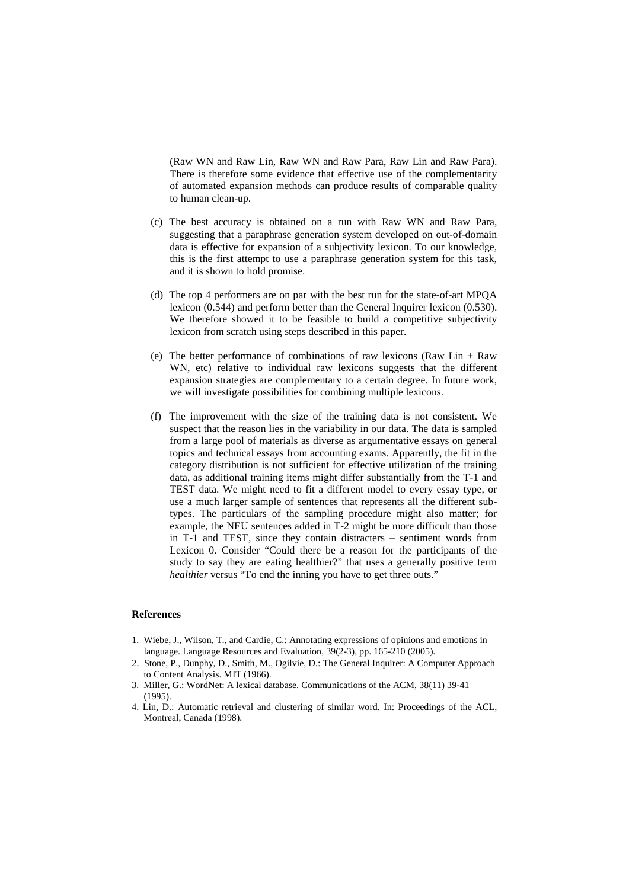(Raw WN and Raw Lin, Raw WN and Raw Para, Raw Lin and Raw Para). There is therefore some evidence that effective use of the complementarity of automated expansion methods can produce results of comparable quality to human clean-up.

(c) The best accuracy is obtained on a run with Raw WN and Raw Para, suggesting that a paraphrase generation system developed on out-of-domain data is effective for expansion of a subjectivity lexicon. To our knowledge, this is the first attempt to use a paraphrase generation system for this task, and it is shown to hold promise.

(d) The top 4 performers are on par with the best run for the state-of-art MPQA lexicon (0.544) and perform better than the General Inquirer lexicon (0.530). We therefore showed it to be feasible to build a competitive subjectivity lexicon from scratch using steps described in this paper.

(e) The better performance of combinations of raw lexicons (Raw Lin + Raw WN, etc) relative to individual raw lexicons suggests that the different expansion strategies are complementary to a certain degree. In future work, we will investigate possibilities for combining multiple lexicons.

(f) The improvement with the size of the training data is not consistent. We suspect that the reason lies in the variability in our data. The data is sampled from a large pool of materials as diverse as argumentative essays on general topics and technical essays from accounting exams. Apparently, the fit in the category distribution is not sufficient for effective utilization of the training data, as additional training items might differ substantially from the T-1 and TEST data. We might need to fit a different model to every essay type, or use a much larger sample of sentences that represents all the different sub-types. The particulars of the sampling procedure might also matter; for example, the NEU sentences added in T-2 might be more difficult than those in T-1 and TEST, since they contain distracters – sentiment words from Lexicon 0. Consider "Could there be a reason for the participants of the study to say they are eating healthier?" that uses a generally positive term *healthier* versus "To end the inning you have to get three outs."

## References

1. Wiebe, J., Wilson, T., and Cardie, C.: Annotating expressions of opinions and emotions in language. Language Resources and Evaluation, 39(2-3), pp. 165-210 (2005).
2. Stone, P., Dunphy, D., Smith, M., Ogilvie, D.: The General Inquirer: A Computer Approach to Content Analysis. MIT (1966).
3. Miller, G.: WordNet: A lexical database. Communications of the ACM, 38(11) 39-41 (1995).
4. Lin, D.: Automatic retrieval and clustering of similar word. In: Proceedings of the ACL, Montreal, Canada (1998).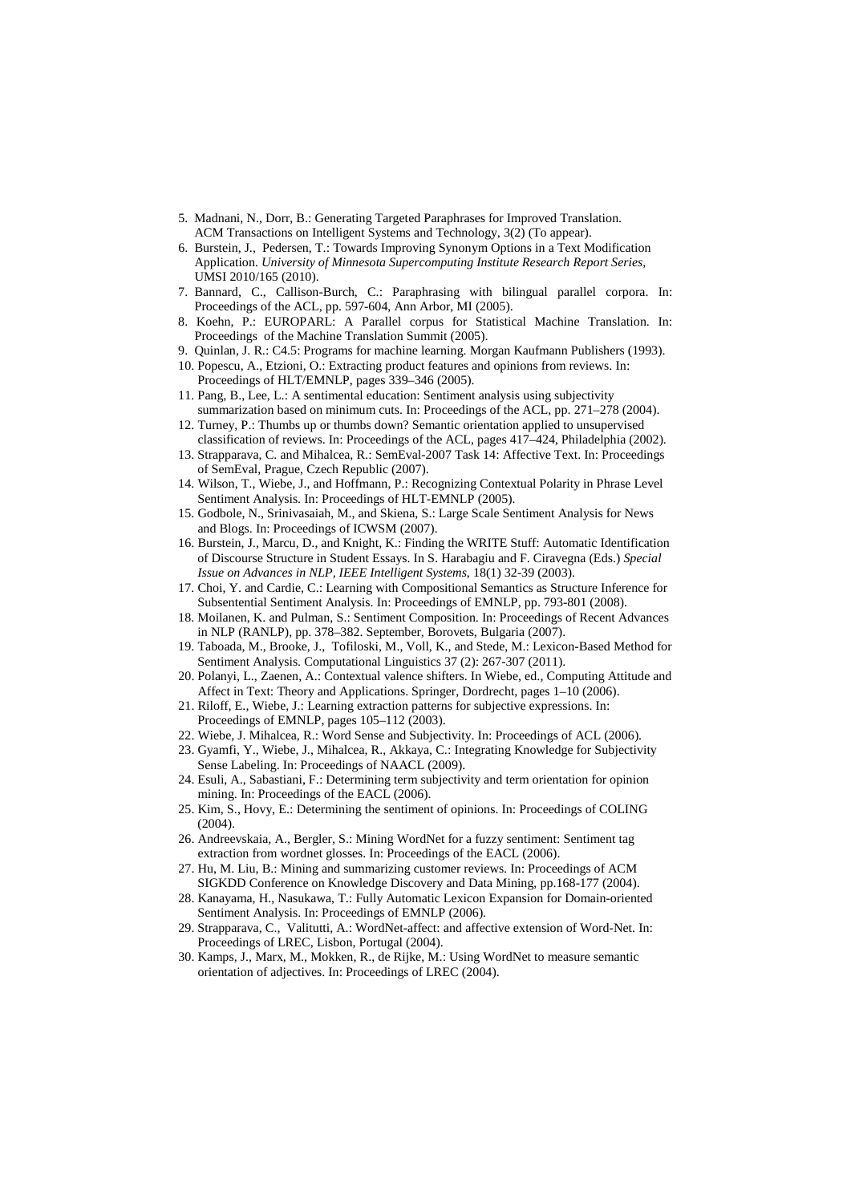5. Madnani, N., Dorr, B.: Generating Targeted Paraphrases for Improved Translation. ACM Transactions on Intelligent Systems and Technology, 3(2) (To appear).
6. Burstein, J., Pedersen, T.: Towards Improving Synonym Options in a Text Modification Application. *University of Minnesota Supercomputing Institute Research Report Series*, UMSI 2010/165 (2010).
7. Bannard, C., Callison-Burch, C.: Paraphrasing with bilingual parallel corpora. In: Proceedings of the ACL, pp. 597-604, Ann Arbor, MI (2005).
8. Koehn, P.: EUROPARL: A Parallel corpus for Statistical Machine Translation. In: Proceedings of the Machine Translation Summit (2005).
9. Quinlan, J. R.: C4.5: Programs for machine learning. Morgan Kaufmann Publishers (1993).
10. Popescu, A., Etzioni, O.: Extracting product features and opinions from reviews. In: Proceedings of HLT/EMNLP, pages 339–346 (2005).
11. Pang, B., Lee, L.: A sentimental education: Sentiment analysis using subjectivity summarization based on minimum cuts. In: Proceedings of the ACL, pp. 271–278 (2004).
12. Turney, P.: Thumbs up or thumbs down? Semantic orientation applied to unsupervised classification of reviews. In: Proceedings of the ACL, pages 417–424, Philadelphia (2002).
13. Strapparava, C. and Mihalcea, R.: SemEval-2007 Task 14: Affective Text. In: Proceedings of SemEval, Prague, Czech Republic (2007).
14. Wilson, T., Wiebe, J., and Hoffmann, P.: Recognizing Contextual Polarity in Phrase Level Sentiment Analysis. In: Proceedings of HLT-EMNLP (2005).
15. Godbole, N., Srinivasaiah, M., and Skiena, S.: Large Scale Sentiment Analysis for News and Blogs. In: Proceedings of ICWSM (2007).
16. Burstein, J., Marcu, D., and Knight, K.: Finding the WRITE Stuff: Automatic Identification of Discourse Structure in Student Essays. In S. Harabagiu and F. Ciravegna (Eds.) *Special Issue on Advances in NLP, IEEE Intelligent Systems*, 18(1) 32-39 (2003).
17. Choi, Y. and Cardie, C.: Learning with Compositional Semantics as Structure Inference for Subsentential Sentiment Analysis. In: Proceedings of EMNLP, pp. 793-801 (2008).
18. Moilanen, K. and Pulman, S.: Sentiment Composition. In: Proceedings of Recent Advances in NLP (RANLP), pp. 378–382. September, Borovets, Bulgaria (2007).
19. Taboada, M., Brooke, J., Tofiloski, M., Voll, K., and Stede, M.: Lexicon-Based Method for Sentiment Analysis. Computational Linguistics 37 (2): 267-307 (2011).
20. Polanyi, L., Zaenen, A.: Contextual valence shifters. In Wiebe, ed., Computing Attitude and Affect in Text: Theory and Applications. Springer, Dordrecht, pages 1–10 (2006).
21. Riloff, E., Wiebe, J.: Learning extraction patterns for subjective expressions. In: Proceedings of EMNLP, pages 105–112 (2003).
22. Wiebe, J. Mihalcea, R.: Word Sense and Subjectivity. In: Proceedings of ACL (2006).
23. Gyamfi, Y., Wiebe, J., Mihalcea, R., Akkaya, C.: Integrating Knowledge for Subjectivity Sense Labeling. In: Proceedings of NAACL (2009).
24. Esuli, A., Sabastiani, F.: Determining term subjectivity and term orientation for opinion mining. In: Proceedings of the EACL (2006).
25. Kim, S., Hovy, E.: Determining the sentiment of opinions. In: Proceedings of COLING (2004).
26. Andreevskaia, A., Bergler, S.: Mining WordNet for a fuzzy sentiment: Sentiment tag extraction from wordnet glosses. In: Proceedings of the EACL (2006).
27. Hu, M. Liu, B.: Mining and summarizing customer reviews. In: Proceedings of ACM SIGKDD Conference on Knowledge Discovery and Data Mining, pp.168-177 (2004).
28. Kanayama, H., Nasukawa, T.: Fully Automatic Lexicon Expansion for Domain-oriented Sentiment Analysis. In: Proceedings of EMNLP (2006).
29. Strapparava, C., Valitutti, A.: WordNet-affect: and affective extension of Word-Net. In: Proceedings of LREC, Lisbon, Portugal (2004).
30. Kamps, J., Marx, M., Mokken, R., de Rijke, M.: Using WordNet to measure semantic orientation of adjectives. In: Proceedings of LREC (2004).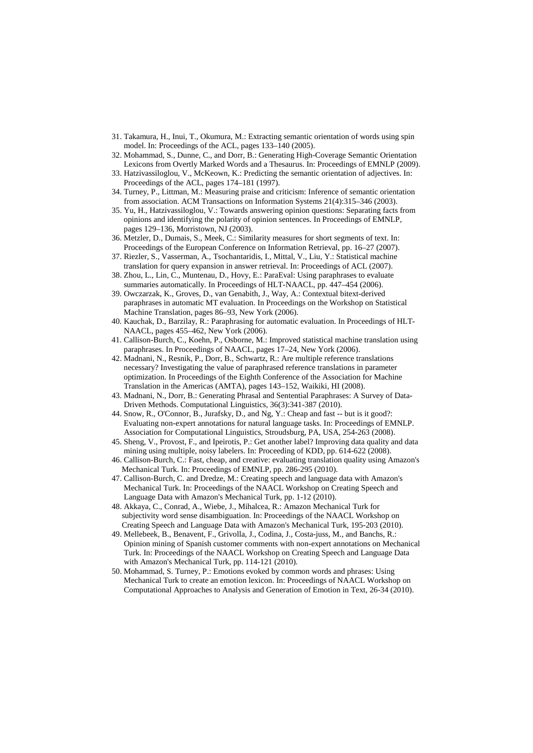31. Takamura, H., Inui, T., Okumura, M.: Extracting semantic orientation of words using spin model. In: Proceedings of the ACL, pages 133–140 (2005).
32. Mohammad, S., Dunne, C., and Dorr, B.: Generating High-Coverage Semantic Orientation Lexicons from Overtly Marked Words and a Thesaurus. In: Proceedings of EMNLP (2009).
33. Hatzivassiloglou, V., McKeown, K.: Predicting the semantic orientation of adjectives. In: Proceedings of the ACL, pages 174–181 (1997).
34. Turney, P., Littman, M.: Measuring praise and criticism: Inference of semantic orientation from association. ACM Transactions on Information Systems 21(4):315–346 (2003).
35. Yu, H., Hatzivassiloglou, V.: Towards answering opinion questions: Separating facts from opinions and identifying the polarity of opinion sentences. In Proceedings of EMNLP, pages 129–136, Morristown, NJ (2003).
36. Metzler, D., Dumais, S., Meek, C.: Similarity measures for short segments of text. In: Proceedings of the European Conference on Information Retrieval, pp. 16–27 (2007).
37. Riezler, S., Vasserman, A., Tsochantaridis, I., Mittal, V., Liu, Y.: Statistical machine translation for query expansion in answer retrieval. In: Proceedings of ACL (2007).
38. Zhou, L., Lin, C., Muntenau, D., Hovy, E.: ParaEval: Using paraphrases to evaluate summaries automatically. In Proceedings of HLT-NAACL, pp. 447–454 (2006).
39. Owczarzak, K., Groves, D., van Genabith, J., Way, A.: Contextual bitext-derived paraphrases in automatic MT evaluation. In Proceedings on the Workshop on Statistical Machine Translation, pages 86–93, New York (2006).
40. Kauchak, D., Barzilay, R.: Paraphrasing for automatic evaluation. In Proceedings of HLT-NAACL, pages 455–462, New York (2006).
41. Callison-Burch, C., Koehn, P., Osborne, M.: Improved statistical machine translation using paraphrases. In Proceedings of NAACL, pages 17–24, New York (2006).
42. Madnani, N., Resnik, P., Dorr, B., Schwartz, R.: Are multiple reference translations necessary? Investigating the value of paraphrased reference translations in parameter optimization. In Proceedings of the Eighth Conference of the Association for Machine Translation in the Americas (AMTA), pages 143–152, Waikiki, HI (2008).
43. Madnani, N., Dorr, B.: Generating Phrasal and Sentential Paraphrases: A Survey of Data-Driven Methods. Computational Linguistics, 36(3):341-387 (2010).
44. Snow, R., O'Connor, B., Jurafsky, D., and Ng, Y.: Cheap and fast -- but is it good?: Evaluating non-expert annotations for natural language tasks. In: Proceedings of EMNLP. Association for Computational Linguistics, Stroudsburg, PA, USA, 254-263 (2008).
45. Sheng, V., Provost, F., and Ipeirotis, P.: Get another label? Improving data quality and data mining using multiple, noisy labelers. In: Proceeding of KDD, pp. 614-622 (2008).
46. Callison-Burch, C.: Fast, cheap, and creative: evaluating translation quality using Amazon's Mechanical Turk. In: Proceedings of EMNLP, pp. 286-295 (2010).
47. Callison-Burch, C. and Dredze, M.: Creating speech and language data with Amazon's Mechanical Turk. In: Proceedings of the NAACL Workshop on Creating Speech and Language Data with Amazon's Mechanical Turk, pp. 1-12 (2010).
48. Akkaya, C., Conrad, A., Wiebe, J., Mihalcea, R.: Amazon Mechanical Turk for subjectivity word sense disambiguation. In: Proceedings of the NAACL Workshop on Creating Speech and Language Data with Amazon's Mechanical Turk, 195-203 (2010).
49. Mellebeek, B., Benavent, F., Grivolla, J., Codina, J., Costa-juss, M., and Banchs, R.: Opinion mining of Spanish customer comments with non-expert annotations on Mechanical Turk. In: Proceedings of the NAACL Workshop on Creating Speech and Language Data with Amazon's Mechanical Turk, pp. 114-121 (2010).
50. Mohammad, S. Turney, P.: Emotions evoked by common words and phrases: Using Mechanical Turk to create an emotion lexicon. In: Proceedings of NAACL Workshop on Computational Approaches to Analysis and Generation of Emotion in Text, 26-34 (2010).